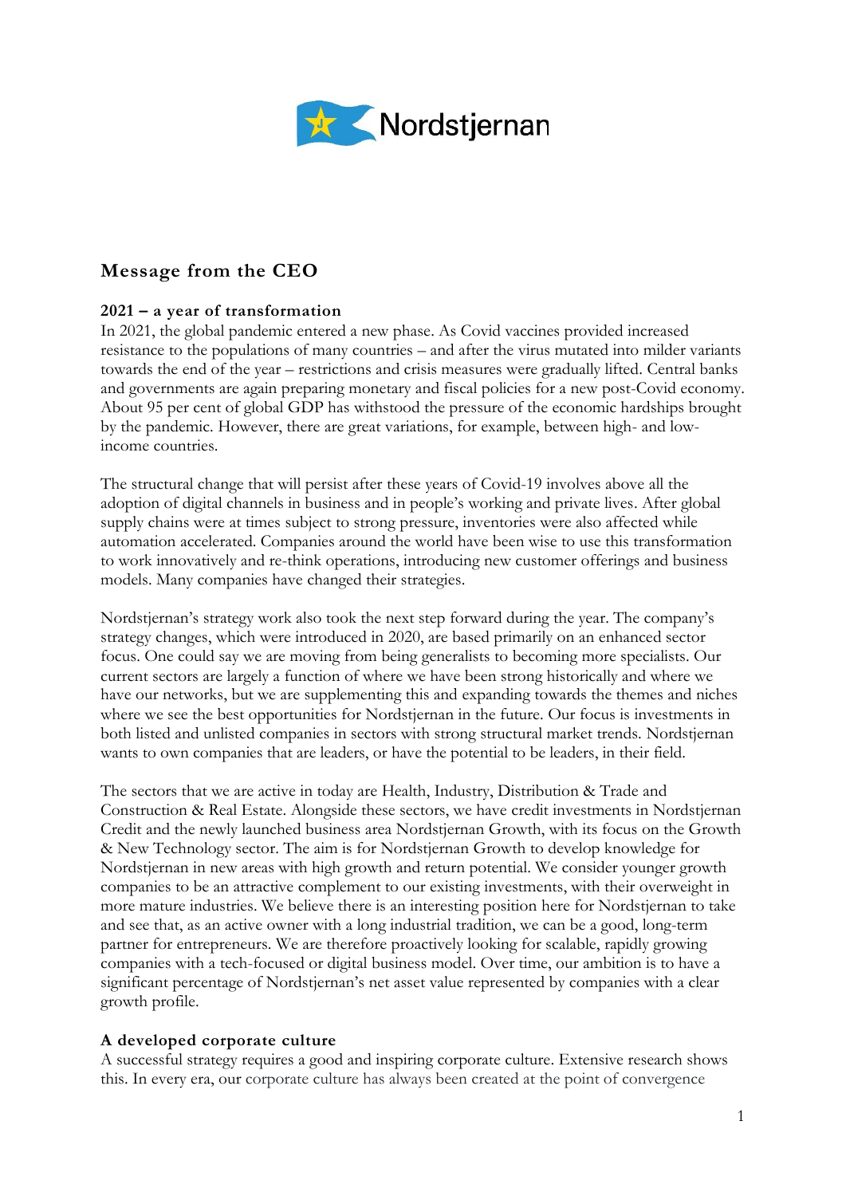## Message from the CEO

### 2021 – a year of transformation

In 2021, the global pandemic entered a new phase. As Covid vaccines provided increased resistance to the populations of many countries – and after the virus mutated into milder variants towards the end of the year – restrictions and crisis measures were gradually lifted. Central banks and governments are again preparing monetary and fiscal policies for a new post-Covid economy. About 95 per cent of global GDP has withstood the pressure of the economic hardships brought by the pandemic. However, there are great variations, for example, between high- and low-income countries.

The structural change that will persist after these years of Covid-19 involves above all the adoption of digital channels in business and in people's working and private lives. After global supply chains were at times subject to strong pressure, inventories were also affected while automation accelerated. Companies around the world have been wise to use this transformation to work innovatively and re-think operations, introducing new customer offerings and business models. Many companies have changed their strategies.

Nordstjernan's strategy work also took the next step forward during the year. The company's strategy changes, which were introduced in 2020, are based primarily on an enhanced sector focus. One could say we are moving from being generalists to becoming more specialists. Our current sectors are largely a function of where we have been strong historically and where we have our networks, but we are supplementing this and expanding towards the themes and niches where we see the best opportunities for Nordstjernan in the future. Our focus is investments in both listed and unlisted companies in sectors with strong structural market trends. Nordstjernan wants to own companies that are leaders, or have the potential to be leaders, in their field.

The sectors that we are active in today are Health, Industry, Distribution & Trade and Construction & Real Estate. Alongside these sectors, we have credit investments in Nordstjernan Credit and the newly launched business area Nordstjernan Growth, with its focus on the Growth & New Technology sector. The aim is for Nordstjernan Growth to develop knowledge for Nordstjernan in new areas with high growth and return potential. We consider younger growth companies to be an attractive complement to our existing investments, with their overweight in more mature industries. We believe there is an interesting position here for Nordstjernan to take and see that, as an active owner with a long industrial tradition, we can be a good, long-term partner for entrepreneurs. We are therefore proactively looking for scalable, rapidly growing companies with a tech-focused or digital business model. Over time, our ambition is to have a significant percentage of Nordstjernan's net asset value represented by companies with a clear growth profile.

### A developed corporate culture

A successful strategy requires a good and inspiring corporate culture. Extensive research shows this. In every era, our corporate culture has always been created at the point of convergence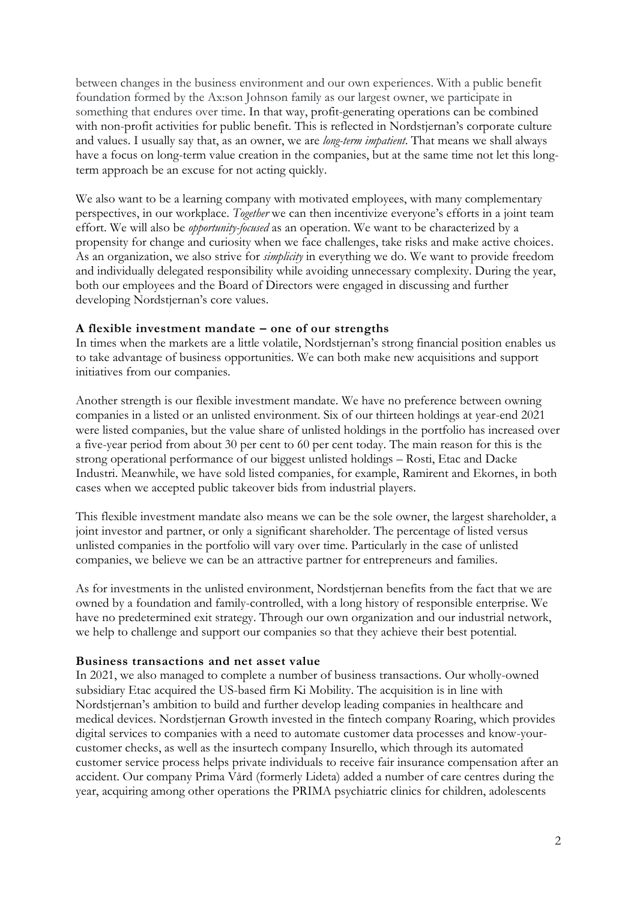between changes in the business environment and our own experiences. With a public benefit foundation formed by the Ax:son Johnson family as our largest owner, we participate in something that endures over time. In that way, profit-generating operations can be combined with non-profit activities for public benefit. This is reflected in Nordstjernan's corporate culture and values. I usually say that, as an owner, we are *long-term impatient*. That means we shall always have a focus on long-term value creation in the companies, but at the same time not let this long-term approach be an excuse for not acting quickly.

We also want to be a learning company with motivated employees, with many complementary perspectives, in our workplace. *Together* we can then incentivize everyone's efforts in a joint team effort. We will also be *opportunity-focused* as an operation. We want to be characterized by a propensity for change and curiosity when we face challenges, take risks and make active choices. As an organization, we also strive for *simplicity* in everything we do. We want to provide freedom and individually delegated responsibility while avoiding unnecessary complexity. During the year, both our employees and the Board of Directors were engaged in discussing and further developing Nordstjernan's core values.

**A flexible investment mandate – one of our strengths**

In times when the markets are a little volatile, Nordstjernan's strong financial position enables us to take advantage of business opportunities. We can both make new acquisitions and support initiatives from our companies.

Another strength is our flexible investment mandate. We have no preference between owning companies in a listed or an unlisted environment. Six of our thirteen holdings at year-end 2021 were listed companies, but the value share of unlisted holdings in the portfolio has increased over a five-year period from about 30 per cent to 60 per cent today. The main reason for this is the strong operational performance of our biggest unlisted holdings – Rosti, Etac and Dacke Industri. Meanwhile, we have sold listed companies, for example, Ramirent and Ekornes, in both cases when we accepted public takeover bids from industrial players.

This flexible investment mandate also means we can be the sole owner, the largest shareholder, a joint investor and partner, or only a significant shareholder. The percentage of listed versus unlisted companies in the portfolio will vary over time. Particularly in the case of unlisted companies, we believe we can be an attractive partner for entrepreneurs and families.

As for investments in the unlisted environment, Nordstjernan benefits from the fact that we are owned by a foundation and family-controlled, with a long history of responsible enterprise. We have no predetermined exit strategy. Through our own organization and our industrial network, we help to challenge and support our companies so that they achieve their best potential.

**Business transactions and net asset value**

In 2021, we also managed to complete a number of business transactions. Our wholly-owned subsidiary Etac acquired the US-based firm Ki Mobility. The acquisition is in line with Nordstjernan's ambition to build and further develop leading companies in healthcare and medical devices. Nordstjernan Growth invested in the fintech company Roaring, which provides digital services to companies with a need to automate customer data processes and know-your-customer checks, as well as the insurtech company Insurello, which through its automated customer service process helps private individuals to receive fair insurance compensation after an accident. Our company Prima Vård (formerly Lideta) added a number of care centres during the year, acquiring among other operations the PRIMA psychiatric clinics for children, adolescents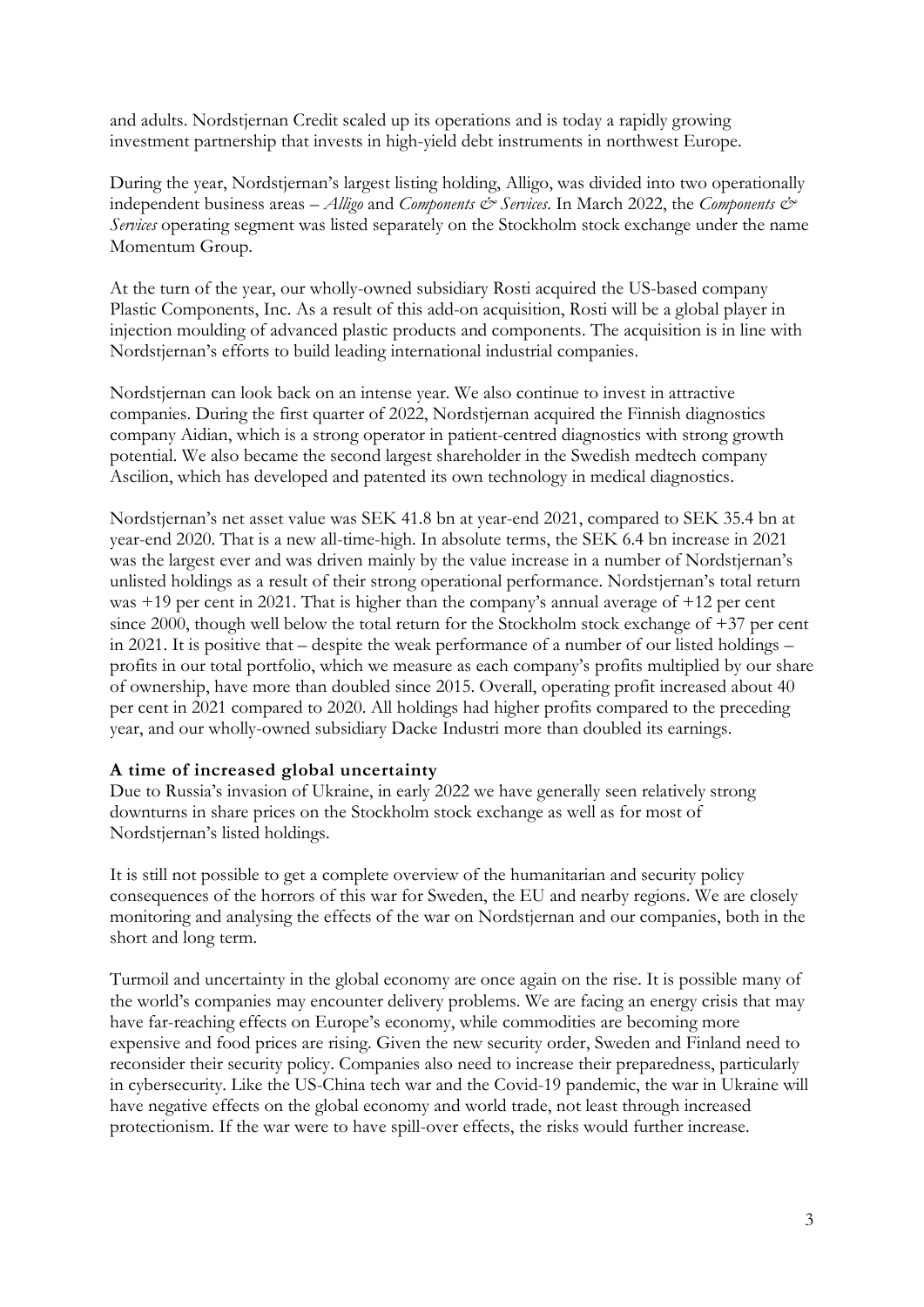and adults. Nordstjernan Credit scaled up its operations and is today a rapidly growing investment partnership that invests in high-yield debt instruments in northwest Europe.

During the year, Nordstjernan's largest listing holding, Alligo, was divided into two operationally independent business areas – *Alligo* and *Components & Services*. In March 2022, the *Components & Services* operating segment was listed separately on the Stockholm stock exchange under the name Momentum Group.

At the turn of the year, our wholly-owned subsidiary Rosti acquired the US-based company Plastic Components, Inc. As a result of this add-on acquisition, Rosti will be a global player in injection moulding of advanced plastic products and components. The acquisition is in line with Nordstjernan's efforts to build leading international industrial companies.

Nordstjernan can look back on an intense year. We also continue to invest in attractive companies. During the first quarter of 2022, Nordstjernan acquired the Finnish diagnostics company Aidian, which is a strong operator in patient-centred diagnostics with strong growth potential. We also became the second largest shareholder in the Swedish medtech company Ascilion, which has developed and patented its own technology in medical diagnostics.

Nordstjernan's net asset value was SEK 41.8 bn at year-end 2021, compared to SEK 35.4 bn at year-end 2020. That is a new all-time-high. In absolute terms, the SEK 6.4 bn increase in 2021 was the largest ever and was driven mainly by the value increase in a number of Nordstjernan's unlisted holdings as a result of their strong operational performance. Nordstjernan's total return was +19 per cent in 2021. That is higher than the company's annual average of +12 per cent since 2000, though well below the total return for the Stockholm stock exchange of +37 per cent in 2021. It is positive that – despite the weak performance of a number of our listed holdings – profits in our total portfolio, which we measure as each company's profits multiplied by our share of ownership, have more than doubled since 2015. Overall, operating profit increased about 40 per cent in 2021 compared to 2020. All holdings had higher profits compared to the preceding year, and our wholly-owned subsidiary Dacke Industri more than doubled its earnings.

**A time of increased global uncertainty**

Due to Russia's invasion of Ukraine, in early 2022 we have generally seen relatively strong downturns in share prices on the Stockholm stock exchange as well as for most of Nordstjernan's listed holdings.

It is still not possible to get a complete overview of the humanitarian and security policy consequences of the horrors of this war for Sweden, the EU and nearby regions. We are closely monitoring and analysing the effects of the war on Nordstjernan and our companies, both in the short and long term.

Turmoil and uncertainty in the global economy are once again on the rise. It is possible many of the world's companies may encounter delivery problems. We are facing an energy crisis that may have far-reaching effects on Europe's economy, while commodities are becoming more expensive and food prices are rising. Given the new security order, Sweden and Finland need to reconsider their security policy. Companies also need to increase their preparedness, particularly in cybersecurity. Like the US-China tech war and the Covid-19 pandemic, the war in Ukraine will have negative effects on the global economy and world trade, not least through increased protectionism. If the war were to have spill-over effects, the risks would further increase.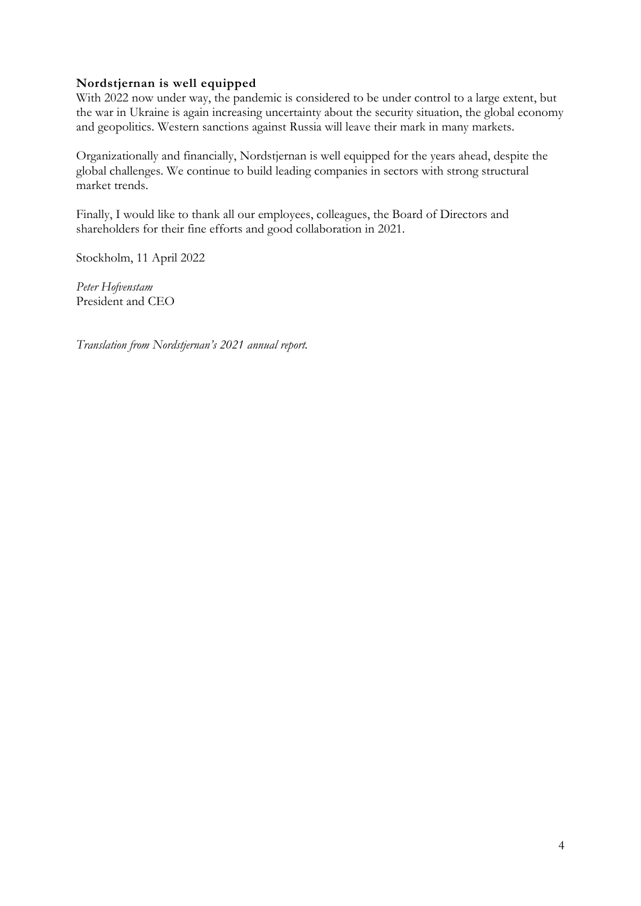### Nordstjernan is well equipped

With 2022 now under way, the pandemic is considered to be under control to a large extent, but the war in Ukraine is again increasing uncertainty about the security situation, the global economy and geopolitics. Western sanctions against Russia will leave their mark in many markets.

Organizationally and financially, Nordstjernan is well equipped for the years ahead, despite the global challenges. We continue to build leading companies in sectors with strong structural market trends.

Finally, I would like to thank all our employees, colleagues, the Board of Directors and shareholders for their fine efforts and good collaboration in 2021.

Stockholm, 11 April 2022

*Peter Hofvenstam*
President and CEO

*Translation from Nordstjernan's 2021 annual report.*